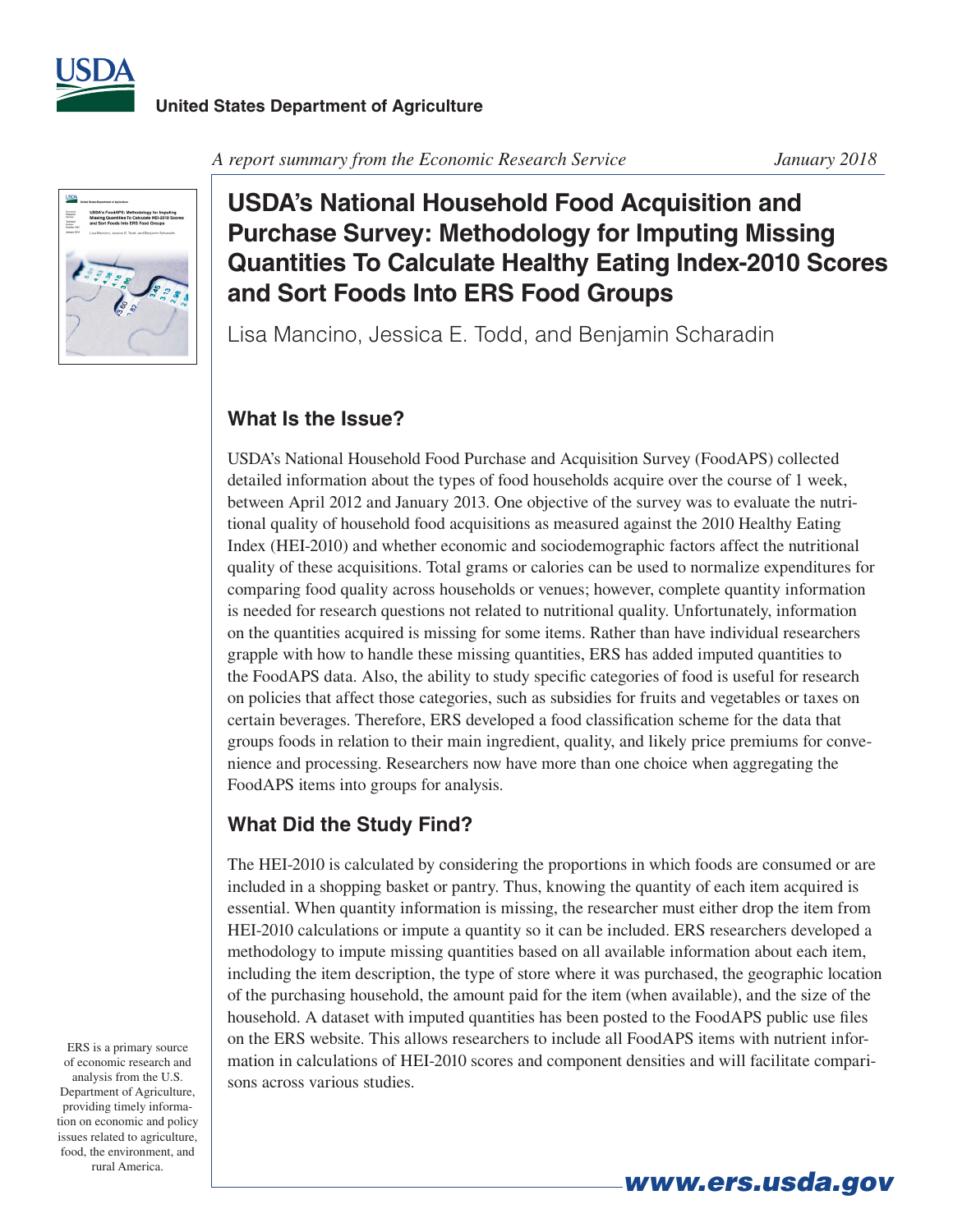United States Department of Agriculture

*A report summary from the Economic Research Service* *January 2018*

# USDA's National Household Food Acquisition and Purchase Survey: Methodology for Imputing Missing Quantities To Calculate Healthy Eating Index-2010 Scores and Sort Foods Into ERS Food Groups

Lisa Mancino, Jessica E. Todd, and Benjamin Scharadin

## What Is the Issue?

USDA's National Household Food Purchase and Acquisition Survey (FoodAPS) collected detailed information about the types of food households acquire over the course of 1 week, between April 2012 and January 2013. One objective of the survey was to evaluate the nutritional quality of household food acquisitions as measured against the 2010 Healthy Eating Index (HEI-2010) and whether economic and sociodemographic factors affect the nutritional quality of these acquisitions. Total grams or calories can be used to normalize expenditures for comparing food quality across households or venues; however, complete quantity information is needed for research questions not related to nutritional quality. Unfortunately, information on the quantities acquired is missing for some items. Rather than have individual researchers grapple with how to handle these missing quantities, ERS has added imputed quantities to the FoodAPS data. Also, the ability to study specific categories of food is useful for research on policies that affect those categories, such as subsidies for fruits and vegetables or taxes on certain beverages. Therefore, ERS developed a food classification scheme for the data that groups foods in relation to their main ingredient, quality, and likely price premiums for convenience and processing. Researchers now have more than one choice when aggregating the FoodAPS items into groups for analysis.

## What Did the Study Find?

The HEI-2010 is calculated by considering the proportions in which foods are consumed or are included in a shopping basket or pantry. Thus, knowing the quantity of each item acquired is essential. When quantity information is missing, the researcher must either drop the item from HEI-2010 calculations or impute a quantity so it can be included. ERS researchers developed a methodology to impute missing quantities based on all available information about each item, including the item description, the type of store where it was purchased, the geographic location of the purchasing household, the amount paid for the item (when available), and the size of the household. A dataset with imputed quantities has been posted to the FoodAPS public use files on the ERS website. This allows researchers to include all FoodAPS items with nutrient information in calculations of HEI-2010 scores and component densities and will facilitate comparisons across various studies.

ERS is a primary source of economic research and analysis from the U.S. Department of Agriculture, providing timely information on economic and policy issues related to agriculture, food, the environment, and rural America.

www.ers.usda.gov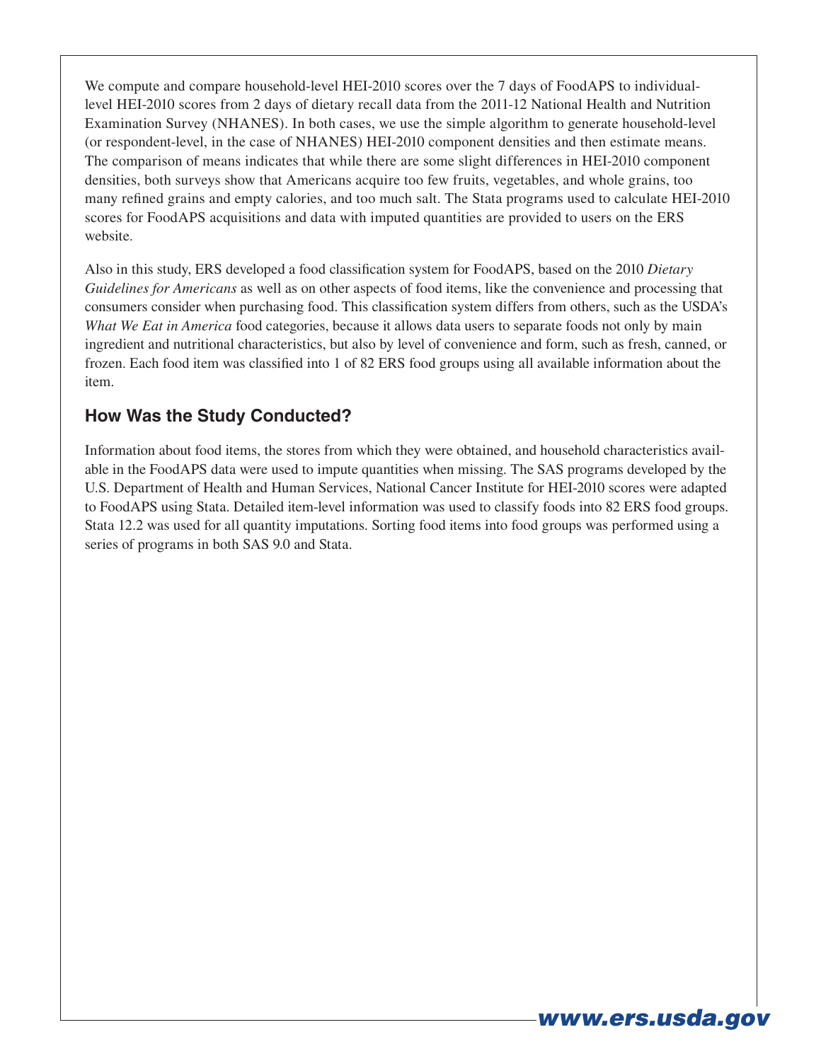We compute and compare household-level HEI-2010 scores over the 7 days of FoodAPS to individual-level HEI-2010 scores from 2 days of dietary recall data from the 2011-12 National Health and Nutrition Examination Survey (NHANES). In both cases, we use the simple algorithm to generate household-level (or respondent-level, in the case of NHANES) HEI-2010 component densities and then estimate means. The comparison of means indicates that while there are some slight differences in HEI-2010 component densities, both surveys show that Americans acquire too few fruits, vegetables, and whole grains, too many refined grains and empty calories, and too much salt. The Stata programs used to calculate HEI-2010 scores for FoodAPS acquisitions and data with imputed quantities are provided to users on the ERS website.

Also in this study, ERS developed a food classification system for FoodAPS, based on the 2010 *Dietary Guidelines for Americans* as well as on other aspects of food items, like the convenience and processing that consumers consider when purchasing food. This classification system differs from others, such as the USDA's *What We Eat in America* food categories, because it allows data users to separate foods not only by main ingredient and nutritional characteristics, but also by level of convenience and form, such as fresh, canned, or frozen. Each food item was classified into 1 of 82 ERS food groups using all available information about the item.

## How Was the Study Conducted?

Information about food items, the stores from which they were obtained, and household characteristics available in the FoodAPS data were used to impute quantities when missing. The SAS programs developed by the U.S. Department of Health and Human Services, National Cancer Institute for HEI-2010 scores were adapted to FoodAPS using Stata. Detailed item-level information was used to classify foods into 82 ERS food groups. Stata 12.2 was used for all quantity imputations. Sorting food items into food groups was performed using a series of programs in both SAS 9.0 and Stata.